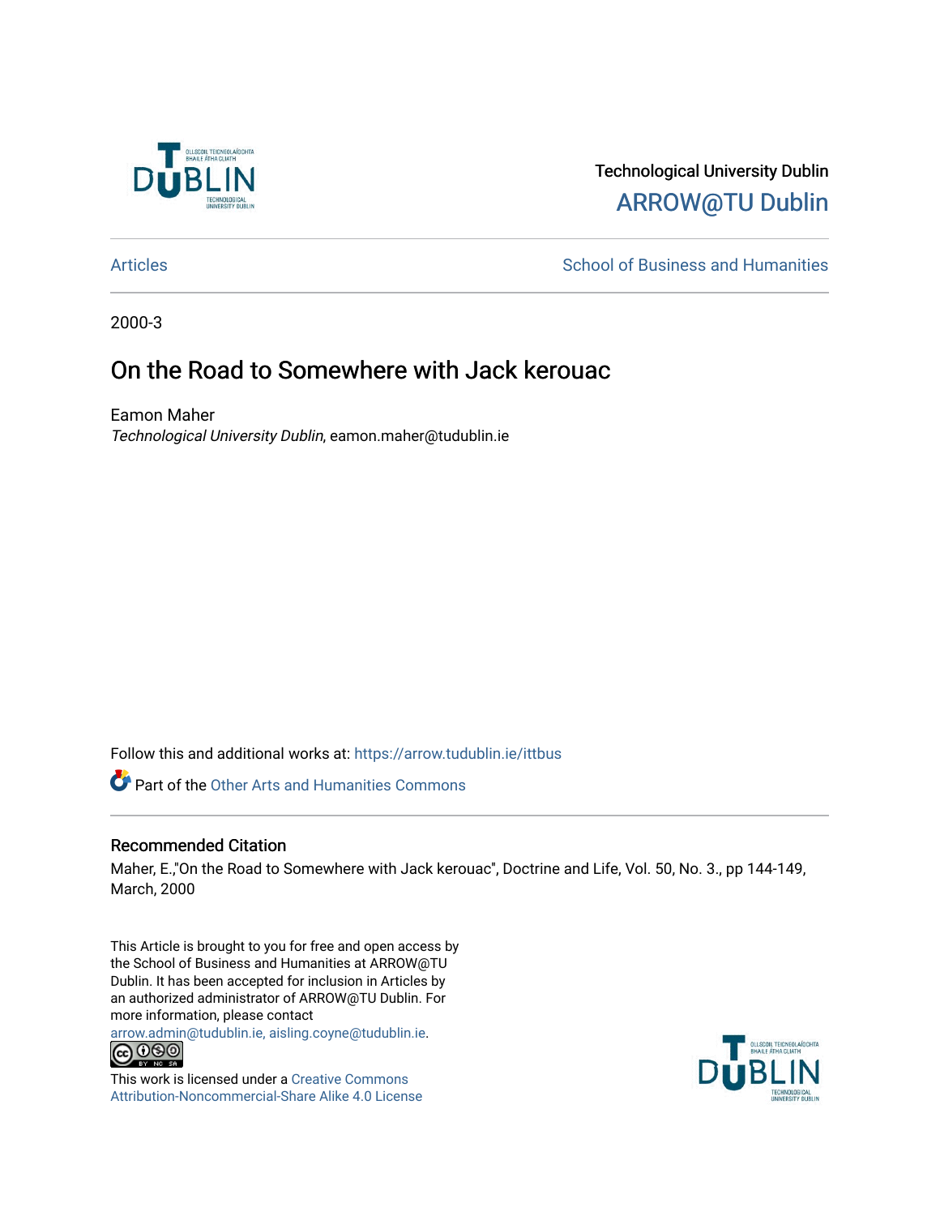Technological University Dublin

ARROW@TU Dublin

Articles | School of Business and Humanities
---|---

2000-3

# On the Road to Somewhere with Jack kerouac

Eamon Maher

*Technological University Dublin*, eamon.maher@tudublin.ie

Follow this and additional works at: https://arrow.tudublin.ie/ittbus

Part of the Other Arts and Humanities Commons

## Recommended Citation

Maher, E.,"On the Road to Somewhere with Jack kerouac", Doctrine and Life, Vol. 50, No. 3., pp 144-149, March, 2000

This Article is brought to you for free and open access by the School of Business and Humanities at ARROW@TU Dublin. It has been accepted for inclusion in Articles by an authorized administrator of ARROW@TU Dublin. For more information, please contact arrow.admin@tudublin.ie, aisling.coyne@tudublin.ie.

This work is licensed under a Creative Commons Attribution-Noncommercial-Share Alike 4.0 License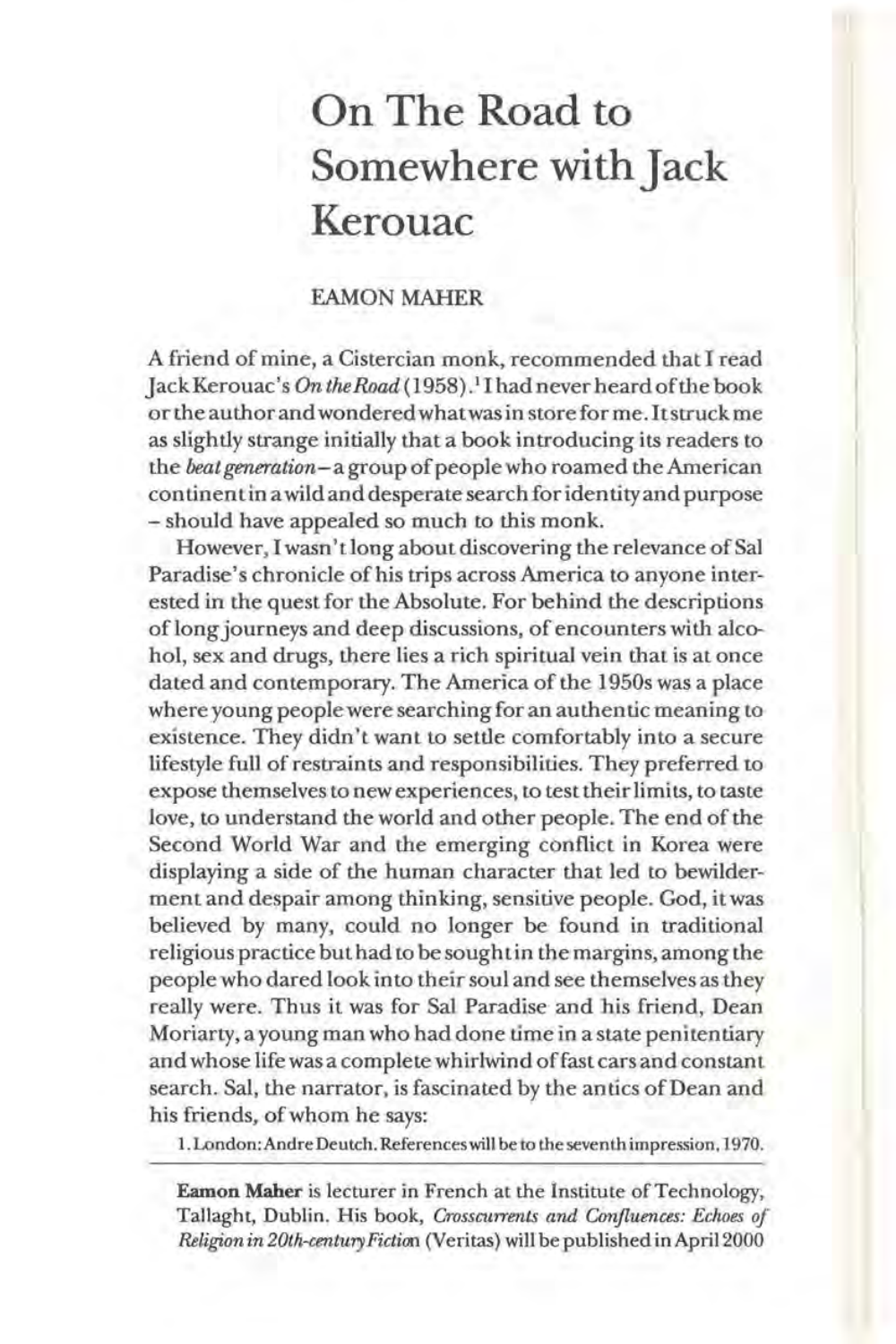# On The Road to Somewhere with Jack Kerouac

EAMON MAHER

A friend of mine, a Cistercian monk, recommended that I read Jack Kerouac's *On the Road* (1958).[1] I had never heard of the book or the author and wondered what was in store for me. It struck me as slightly strange initially that a book introducing its readers to the *beat generation* – a group of people who roamed the American continent in a wild and desperate search for identity and purpose – should have appealed so much to this monk.

However, I wasn't long about discovering the relevance of Sal Paradise's chronicle of his trips across America to anyone interested in the quest for the Absolute. For behind the descriptions of long journeys and deep discussions, of encounters with alcohol, sex and drugs, there lies a rich spiritual vein that is at once dated and contemporary. The America of the 1950s was a place where young people were searching for an authentic meaning to existence. They didn't want to settle comfortably into a secure lifestyle full of restraints and responsibilities. They preferred to expose themselves to new experiences, to test their limits, to taste love, to understand the world and other people. The end of the Second World War and the emerging conflict in Korea were displaying a side of the human character that led to bewilderment and despair among thinking, sensitive people. God, it was believed by many, could no longer be found in traditional religious practice but had to be sought in the margins, among the people who dared look into their soul and see themselves as they really were. Thus it was for Sal Paradise and his friend, Dean Moriarty, a young man who had done time in a state penitentiary and whose life was a complete whirlwind of fast cars and constant search. Sal, the narrator, is fascinated by the antics of Dean and his friends, of whom he says:

1. London: Andre Deutch. References will be to the seventh impression, 1970.

**Eamon Maher** is lecturer in French at the Institute of Technology, Tallaght, Dublin. His book, *Crosscurrents and Confluences: Echoes of Religion in 20th-century Fiction* (Veritas) will be published in April 2000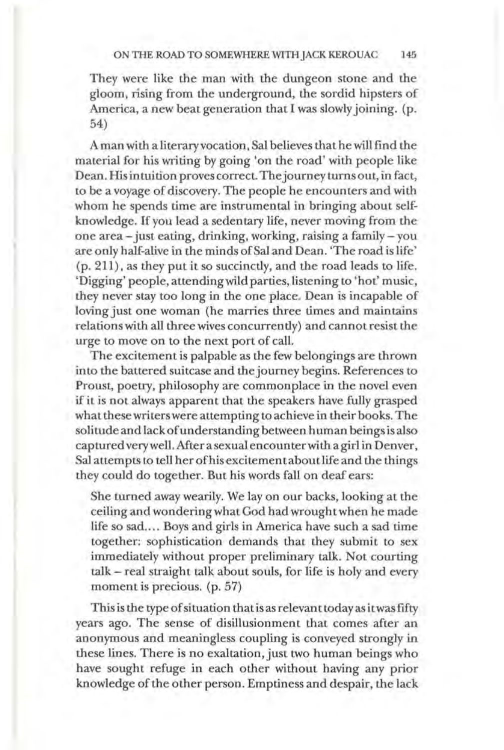> They were like the man with the dungeon stone and the gloom, rising from the underground, the sordid hipsters of America, a new beat generation that I was slowly joining. (p. 54)

A man with a literary vocation, Sal believes that he will find the material for his writing by going 'on the road' with people like Dean. His intuition proves correct. The journey turns out, in fact, to be a voyage of discovery. The people he encounters and with whom he spends time are instrumental in bringing about self-knowledge. If you lead a sedentary life, never moving from the one area – just eating, drinking, working, raising a family – you are only half-alive in the minds of Sal and Dean. 'The road is life' (p. 211), as they put it so succinctly, and the road leads to life. 'Digging' people, attending wild parties, listening to 'hot' music, they never stay too long in the one place. Dean is incapable of loving just one woman (he marries three times and maintains relations with all three wives concurrently) and cannot resist the urge to move on to the next port of call.

The excitement is palpable as the few belongings are thrown into the battered suitcase and the journey begins. References to Proust, poetry, philosophy are commonplace in the novel even if it is not always apparent that the speakers have fully grasped what these writers were attempting to achieve in their books. The solitude and lack of understanding between human beings is also captured very well. After a sexual encounter with a girl in Denver, Sal attempts to tell her of his excitement about life and the things they could do together. But his words fall on deaf ears:

> She turned away wearily. We lay on our backs, looking at the ceiling and wondering what God had wrought when he made life so sad.... Boys and girls in America have such a sad time together: sophistication demands that they submit to sex immediately without proper preliminary talk. Not courting talk – real straight talk about souls, for life is holy and every moment is precious. (p. 57)

This is the type of situation that is as relevant today as it was fifty years ago. The sense of disillusionment that comes after an anonymous and meaningless coupling is conveyed strongly in these lines. There is no exaltation, just two human beings who have sought refuge in each other without having any prior knowledge of the other person. Emptiness and despair, the lack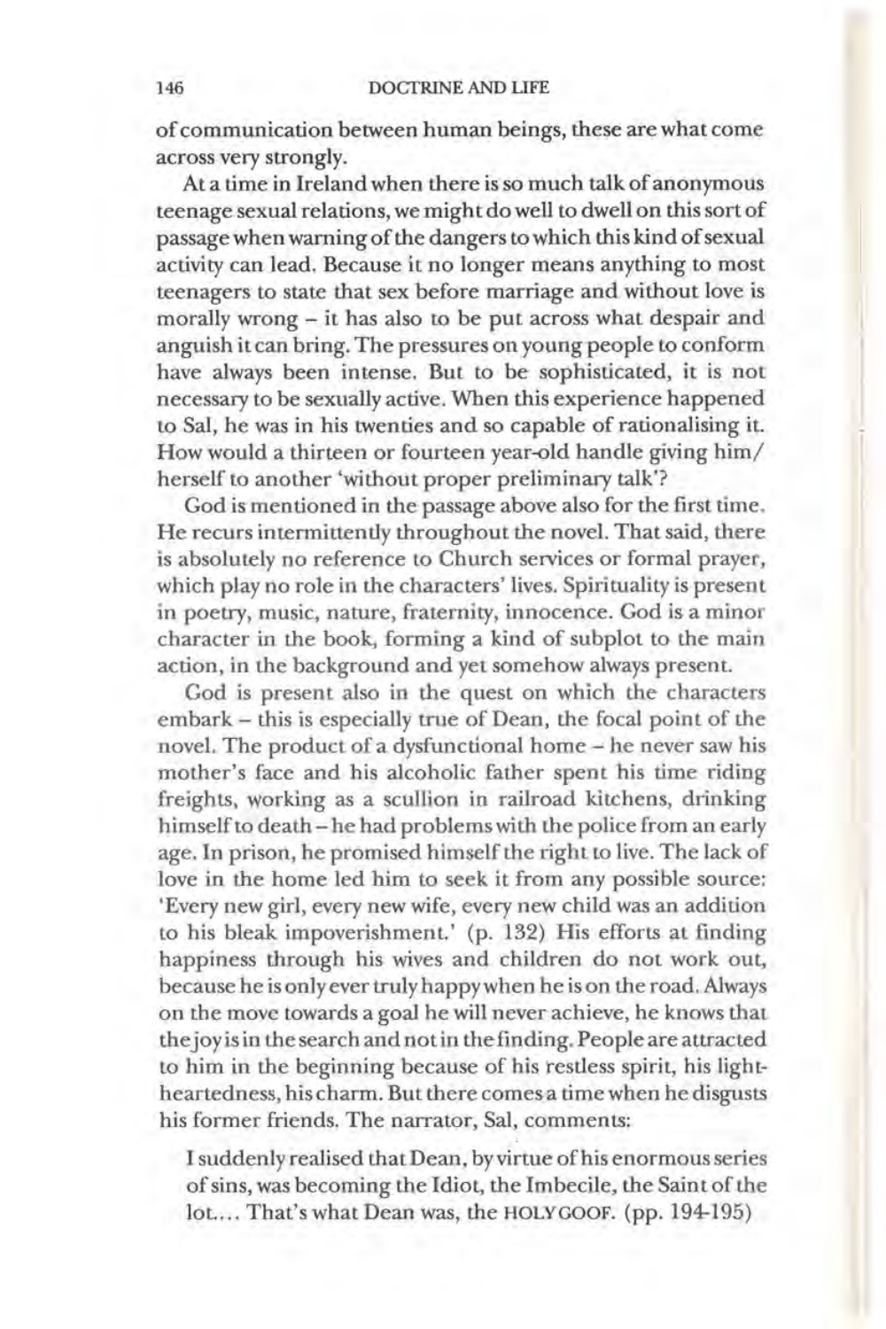of communication between human beings, these are what come across very strongly.

At a time in Ireland when there is so much talk of anonymous teenage sexual relations, we might do well to dwell on this sort of passage when warning of the dangers to which this kind of sexual activity can lead. Because it no longer means anything to most teenagers to state that sex before marriage and without love is morally wrong – it has also to be put across what despair and anguish it can bring. The pressures on young people to conform have always been intense. But to be sophisticated, it is not necessary to be sexually active. When this experience happened to Sal, he was in his twenties and so capable of rationalising it. How would a thirteen or fourteen year-old handle giving him/herself to another 'without proper preliminary talk'?

God is mentioned in the passage above also for the first time. He recurs intermittently throughout the novel. That said, there is absolutely no reference to Church services or formal prayer, which play no role in the characters' lives. Spirituality is present in poetry, music, nature, fraternity, innocence. God is a minor character in the book, forming a kind of subplot to the main action, in the background and yet somehow always present.

God is present also in the quest on which the characters embark – this is especially true of Dean, the focal point of the novel. The product of a dysfunctional home – he never saw his mother's face and his alcoholic father spent his time riding freights, working as a scullion in railroad kitchens, drinking himself to death – he had problems with the police from an early age. In prison, he promised himself the right to live. The lack of love in the home led him to seek it from any possible source: 'Every new girl, every new wife, every new child was an addition to his bleak impoverishment.' (p. 132) His efforts at finding happiness through his wives and children do not work out, because he is only ever truly happy when he is on the road. Always on the move towards a goal he will never achieve, he knows that the joy is in the search and not in the finding. People are attracted to him in the beginning because of his restless spirit, his light-heartedness, his charm. But there comes a time when he disgusts his former friends. The narrator, Sal, comments:

> I suddenly realised that Dean, by virtue of his enormous series of sins, was becoming the Idiot, the Imbecile, the Saint of the lot.... That's what Dean was, the HOLY GOOF. (pp. 194-195)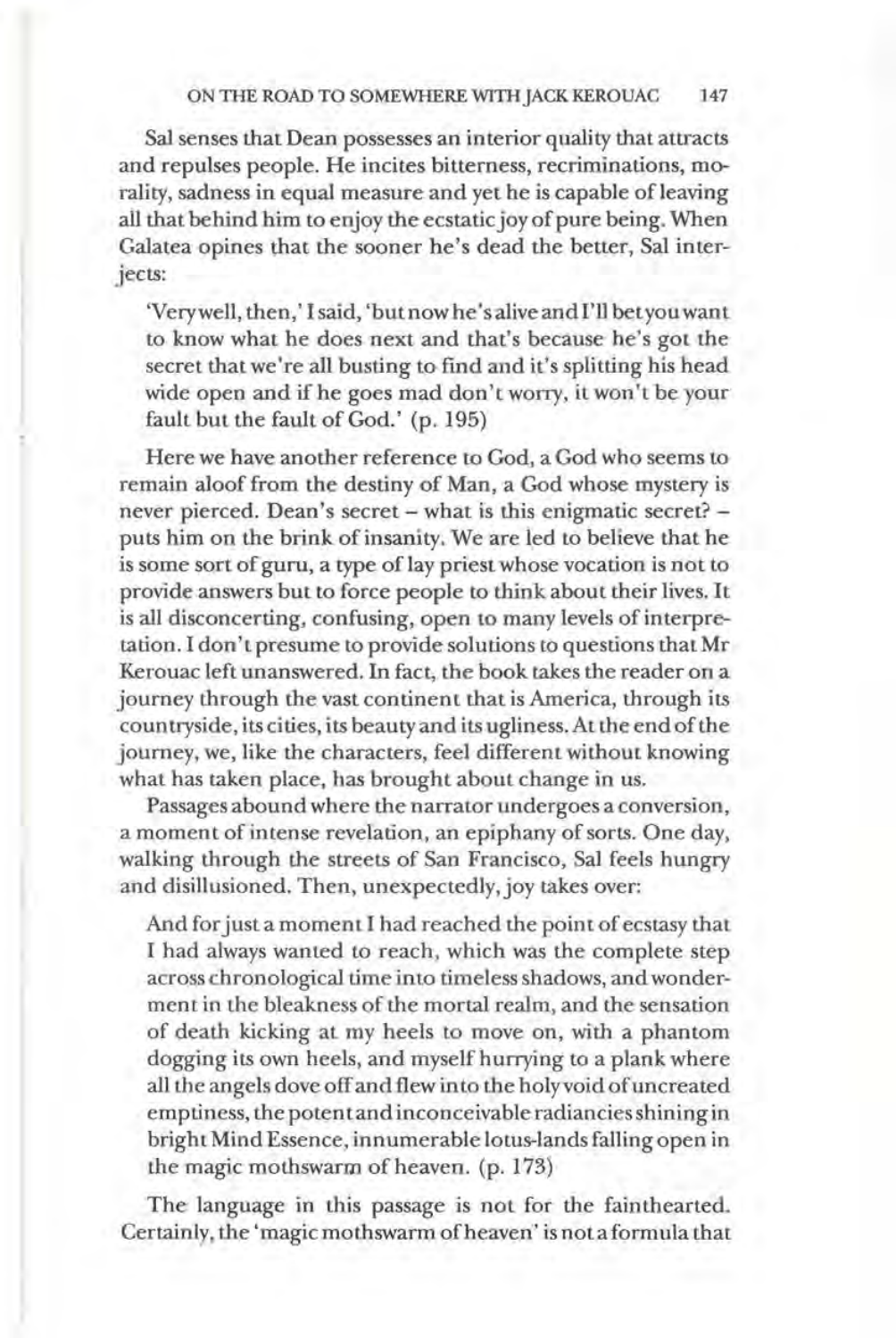Sal senses that Dean possesses an interior quality that attracts and repulses people. He incites bitterness, recriminations, morality, sadness in equal measure and yet he is capable of leaving all that behind him to enjoy the ecstatic joy of pure being. When Galatea opines that the sooner he's dead the better, Sal interjects:

> 'Very well, then,' I said, 'but now he's alive and I'll bet you want to know what he does next and that's because he's got the secret that we're all busting to find and it's splitting his head wide open and if he goes mad don't worry, it won't be your fault but the fault of God.' (p. 195)

Here we have another reference to God, a God who seems to remain aloof from the destiny of Man, a God whose mystery is never pierced. Dean's secret – what is this enigmatic secret? – puts him on the brink of insanity. We are led to believe that he is some sort of guru, a type of lay priest whose vocation is not to provide answers but to force people to think about their lives. It is all disconcerting, confusing, open to many levels of interpretation. I don't presume to provide solutions to questions that Mr Kerouac left unanswered. In fact, the book takes the reader on a journey through the vast continent that is America, through its countryside, its cities, its beauty and its ugliness. At the end of the journey, we, like the characters, feel different without knowing what has taken place, has brought about change in us.

Passages abound where the narrator undergoes a conversion, a moment of intense revelation, an epiphany of sorts. One day, walking through the streets of San Francisco, Sal feels hungry and disillusioned. Then, unexpectedly, joy takes over:

> And for just a moment I had reached the point of ecstasy that I had always wanted to reach, which was the complete step across chronological time into timeless shadows, and wonderment in the bleakness of the mortal realm, and the sensation of death kicking at my heels to move on, with a phantom dogging its own heels, and myself hurrying to a plank where all the angels dove off and flew into the holy void of uncreated emptiness, the potent and inconceivable radiancies shining in bright Mind Essence, innumerable lotus-lands falling open in the magic mothswarm of heaven. (p. 173)

The language in this passage is not for the fainthearted. Certainly, the 'magic mothswarm of heaven' is not a formula that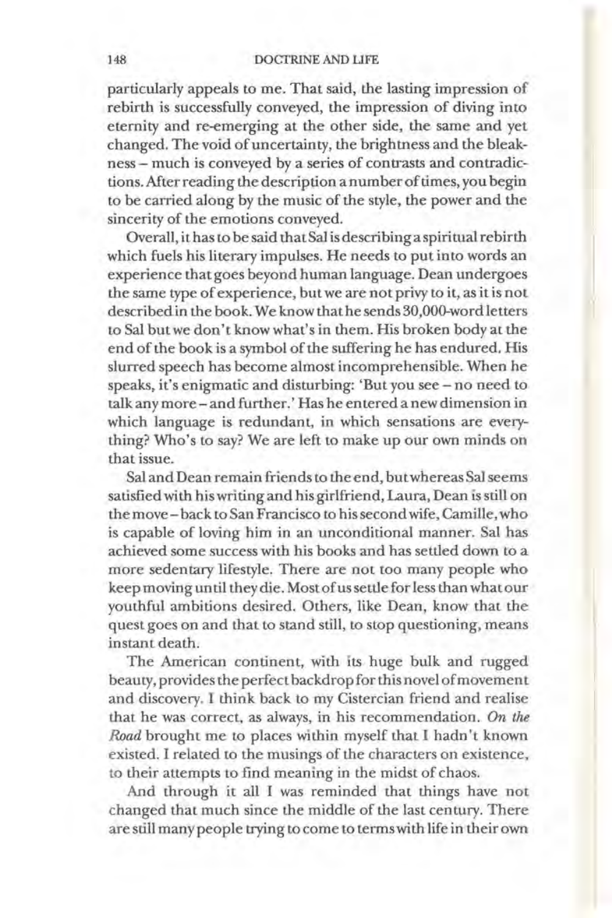particularly appeals to me. That said, the lasting impression of rebirth is successfully conveyed, the impression of diving into eternity and re-emerging at the other side, the same and yet changed. The void of uncertainty, the brightness and the bleakness – much is conveyed by a series of contrasts and contradictions. After reading the description a number of times, you begin to be carried along by the music of the style, the power and the sincerity of the emotions conveyed.

Overall, it has to be said that Sal is describing a spiritual rebirth which fuels his literary impulses. He needs to put into words an experience that goes beyond human language. Dean undergoes the same type of experience, but we are not privy to it, as it is not described in the book. We know that he sends 30,000-word letters to Sal but we don't know what's in them. His broken body at the end of the book is a symbol of the suffering he has endured. His slurred speech has become almost incomprehensible. When he speaks, it's enigmatic and disturbing: 'But you see – no need to talk any more – and further.' Has he entered a new dimension in which language is redundant, in which sensations are everything? Who's to say? We are left to make up our own minds on that issue.

Sal and Dean remain friends to the end, but whereas Sal seems satisfied with his writing and his girlfriend, Laura, Dean is still on the move – back to San Francisco to his second wife, Camille, who is capable of loving him in an unconditional manner. Sal has achieved some success with his books and has settled down to a more sedentary lifestyle. There are not too many people who keep moving until they die. Most of us settle for less than what our youthful ambitions desired. Others, like Dean, know that the quest goes on and that to stand still, to stop questioning, means instant death.

The American continent, with its huge bulk and rugged beauty, provides the perfect backdrop for this novel of movement and discovery. I think back to my Cistercian friend and realise that he was correct, as always, in his recommendation. *On the Road* brought me to places within myself that I hadn't known existed. I related to the musings of the characters on existence, to their attempts to find meaning in the midst of chaos.

And through it all I was reminded that things have not changed that much since the middle of the last century. There are still many people trying to come to terms with life in their own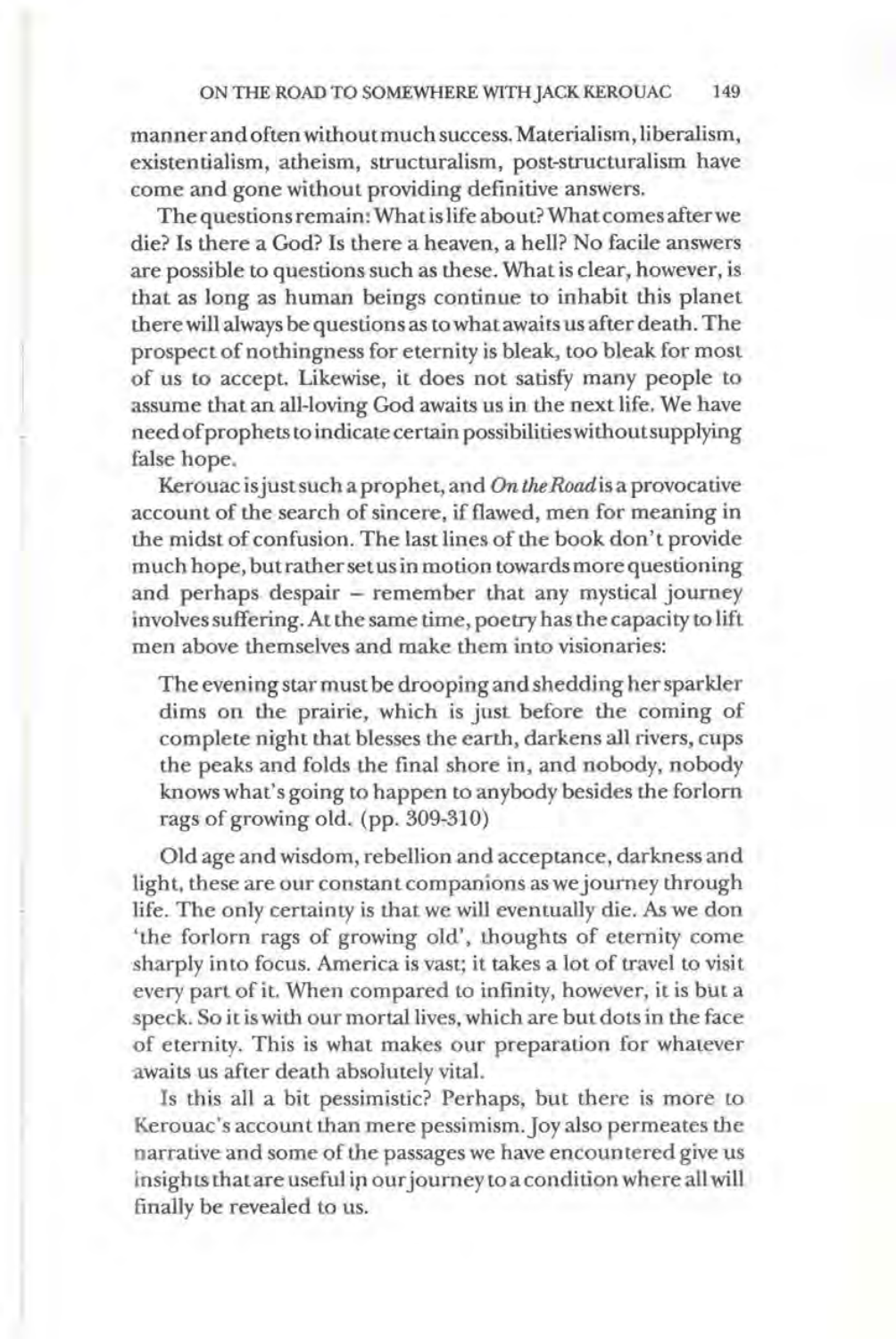manner and often without much success. Materialism, liberalism, existentialism, atheism, structuralism, post-structuralism have come and gone without providing definitive answers.

The questions remain: What is life about? What comes after we die? Is there a God? Is there a heaven, a hell? No facile answers are possible to questions such as these. What is clear, however, is that as long as human beings continue to inhabit this planet there will always be questions as to what awaits us after death. The prospect of nothingness for eternity is bleak, too bleak for most of us to accept. Likewise, it does not satisfy many people to assume that an all-loving God awaits us in the next life. We have need of prophets to indicate certain possibilities without supplying false hope.

Kerouac is just such a prophet, and *On the Road* is a provocative account of the search of sincere, if flawed, men for meaning in the midst of confusion. The last lines of the book don't provide much hope, but rather set us in motion towards more questioning and perhaps despair – remember that any mystical journey involves suffering. At the same time, poetry has the capacity to lift men above themselves and make them into visionaries:

> The evening star must be drooping and shedding her sparkler dims on the prairie, which is just before the coming of complete night that blesses the earth, darkens all rivers, cups the peaks and folds the final shore in, and nobody, nobody knows what's going to happen to anybody besides the forlorn rags of growing old. (pp. 309-310)

Old age and wisdom, rebellion and acceptance, darkness and light, these are our constant companions as we journey through life. The only certainty is that we will eventually die. As we don 'the forlorn rags of growing old', thoughts of eternity come sharply into focus. America is vast; it takes a lot of travel to visit every part of it. When compared to infinity, however, it is but a speck. So it is with our mortal lives, which are but dots in the face of eternity. This is what makes our preparation for whatever awaits us after death absolutely vital.

Is this all a bit pessimistic? Perhaps, but there is more to Kerouac's account than mere pessimism. Joy also permeates the narrative and some of the passages we have encountered give us insights that are useful in our journey to a condition where all will finally be revealed to us.